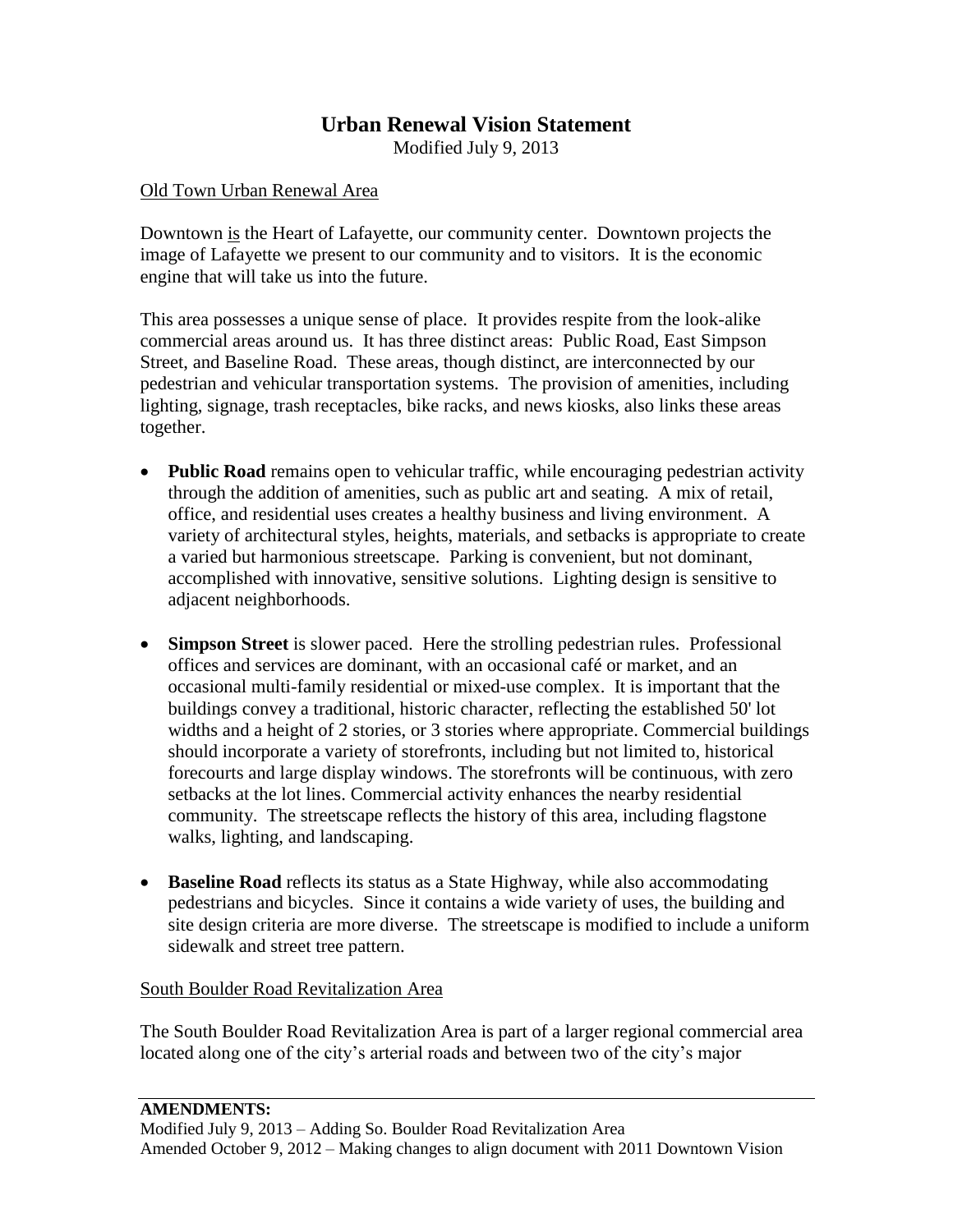# Urban Renewal Vision Statement

Modified July 9, 2013

## Old Town Urban Renewal Area

Downtown is the Heart of Lafayette, our community center. Downtown projects the image of Lafayette we present to our community and to visitors. It is the economic engine that will take us into the future.

This area possesses a unique sense of place. It provides respite from the look-alike commercial areas around us. It has three distinct areas: Public Road, East Simpson Street, and Baseline Road. These areas, though distinct, are interconnected by our pedestrian and vehicular transportation systems. The provision of amenities, including lighting, signage, trash receptacles, bike racks, and news kiosks, also links these areas together.

- **Public Road** remains open to vehicular traffic, while encouraging pedestrian activity through the addition of amenities, such as public art and seating. A mix of retail, office, and residential uses creates a healthy business and living environment. A variety of architectural styles, heights, materials, and setbacks is appropriate to create a varied but harmonious streetscape. Parking is convenient, but not dominant, accomplished with innovative, sensitive solutions. Lighting design is sensitive to adjacent neighborhoods.
- **Simpson Street** is slower paced. Here the strolling pedestrian rules. Professional offices and services are dominant, with an occasional café or market, and an occasional multi-family residential or mixed-use complex. It is important that the buildings convey a traditional, historic character, reflecting the established 50' lot widths and a height of 2 stories, or 3 stories where appropriate. Commercial buildings should incorporate a variety of storefronts, including but not limited to, historical forecourts and large display windows. The storefronts will be continuous, with zero setbacks at the lot lines. Commercial activity enhances the nearby residential community. The streetscape reflects the history of this area, including flagstone walks, lighting, and landscaping.
- **Baseline Road** reflects its status as a State Highway, while also accommodating pedestrians and bicycles. Since it contains a wide variety of uses, the building and site design criteria are more diverse. The streetscape is modified to include a uniform sidewalk and street tree pattern.

## South Boulder Road Revitalization Area

The South Boulder Road Revitalization Area is part of a larger regional commercial area located along one of the city's arterial roads and between two of the city's major

---

**AMENDMENTS:**

Modified July 9, 2013 – Adding So. Boulder Road Revitalization Area

Amended October 9, 2012 – Making changes to align document with 2011 Downtown Vision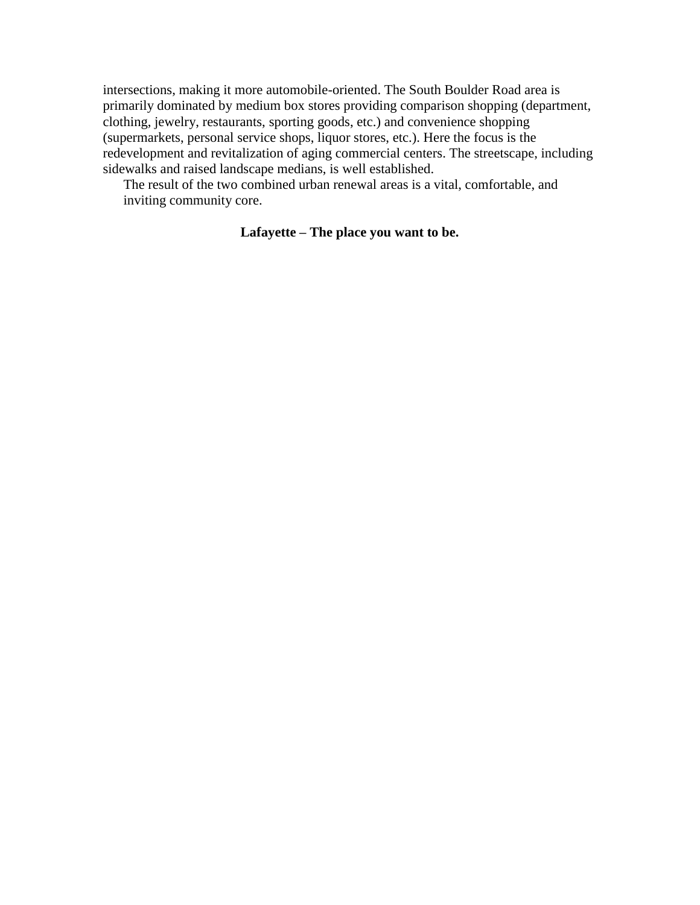intersections, making it more automobile-oriented. The South Boulder Road area is primarily dominated by medium box stores providing comparison shopping (department, clothing, jewelry, restaurants, sporting goods, etc.) and convenience shopping (supermarkets, personal service shops, liquor stores, etc.). Here the focus is the redevelopment and revitalization of aging commercial centers. The streetscape, including sidewalks and raised landscape medians, is well established.

The result of the two combined urban renewal areas is a vital, comfortable, and inviting community core.

**Lafayette – The place you want to be.**